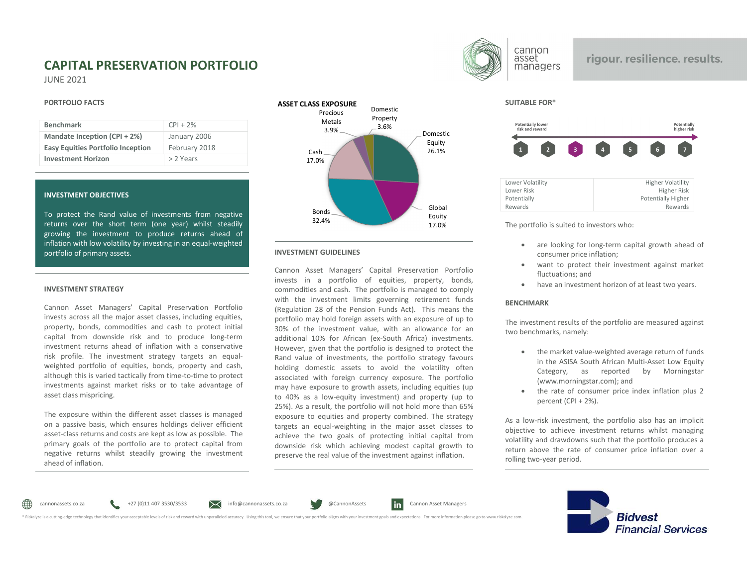# CAPITAL PRESERVATION PORTFOLIO

JUNE 2021

rigour. resilience. results.

## PORTFOLIO FACTS

| | |
|---|---|
| **Benchmark** | CPI + 2% |
| **Mandate Inception (CPI + 2%)** | January 2006 |
| **Easy Equities Portfolio Inception** | February 2018 |
| **Investment Horizon** | > 2 Years |

## INVESTMENT OBJECTIVES

To protect the Rand value of investments from negative returns over the short term (one year) whilst steadily growing the investment to produce returns ahead of inflation with low volatility by investing in an equal-weighted portfolio of primary assets.

## INVESTMENT STRATEGY

Cannon Asset Managers' Capital Preservation Portfolio invests across all the major asset classes, including equities, property, bonds, commodities and cash to protect initial capital from downside risk and to produce long-term investment returns ahead of inflation with a conservative risk profile. The investment strategy targets an equal-weighted portfolio of equities, bonds, property and cash, although this is varied tactically from time-to-time to protect investments against market risks or to take advantage of asset class mispricing.

The exposure within the different asset classes is managed on a passive basis, which ensures holdings deliver efficient asset-class returns and costs are kept as low as possible. The primary goals of the portfolio are to protect capital from negative returns whilst steadily growing the investment ahead of inflation.

## ASSET CLASS EXPOSURE

| Asset Class | Exposure |
|---|---|
| Domestic Equity | 26.1% |
| Global Equity | 17.0% |
| Bonds | 32.4% |
| Cash | 17.0% |
| Precious Metals | 3.9% |
| Domestic Property | 3.6% |

## INVESTMENT GUIDELINES

Cannon Asset Managers' Capital Preservation Portfolio invests in a portfolio of equities, property, bonds, commodities and cash. The portfolio is managed to comply with the investment limits governing retirement funds (Regulation 28 of the Pension Funds Act). This means the portfolio may hold foreign assets with an exposure of up to 30% of the investment value, with an allowance for an additional 10% for African (ex-South Africa) investments. However, given that the portfolio is designed to protect the Rand value of investments, the portfolio strategy favours holding domestic assets to avoid the volatility often associated with foreign currency exposure. The portfolio may have exposure to growth assets, including equities (up to 40% as a low-equity investment) and property (up to 25%). As a result, the portfolio will not hold more than 65% exposure to equities and property combined. The strategy targets an equal-weighting in the major asset classes to achieve the two goals of protecting initial capital from downside risk which achieving modest capital growth to preserve the real value of the investment against inflation.

## SUITABLE FOR*

Potentially lower risk and reward ← 1 2 **3** 4 5 6 7 → Potentially higher risk

| | |
|---|---|
| Lower Volatility<br>Lower Risk<br>Potentially Rewards | Higher Volatility<br>Higher Risk<br>Potentially Higher Rewards |

The portfolio is suited to investors who:

- are looking for long-term capital growth ahead of consumer price inflation;
- want to protect their investment against market fluctuations; and
- have an investment horizon of at least two years.

## BENCHMARK

The investment results of the portfolio are measured against two benchmarks, namely:

- the market value-weighted average return of funds in the ASISA South African Multi-Asset Low Equity Category, as reported by Morningstar (www.morningstar.com); and
- the rate of consumer price index inflation plus 2 percent (CPI + 2%).

As a low-risk investment, the portfolio also has an implicit objective to achieve investment returns whilst managing volatility and drawdowns such that the portfolio produces a return above the rate of consumer price inflation over a rolling two-year period.

cannonassets.co.za | +27 (0)11 407 3530/3533 | info@cannonassets.co.za | @CannonAssets | Cannon Asset Managers

\* Riskalyze is a cutting-edge technology that identifies your acceptable levels of risk and reward with unparalleled accuracy. Using this tool, we ensure that your portfolio aligns with your investment goals and expectations. For more information please go to www.riskalyze.com.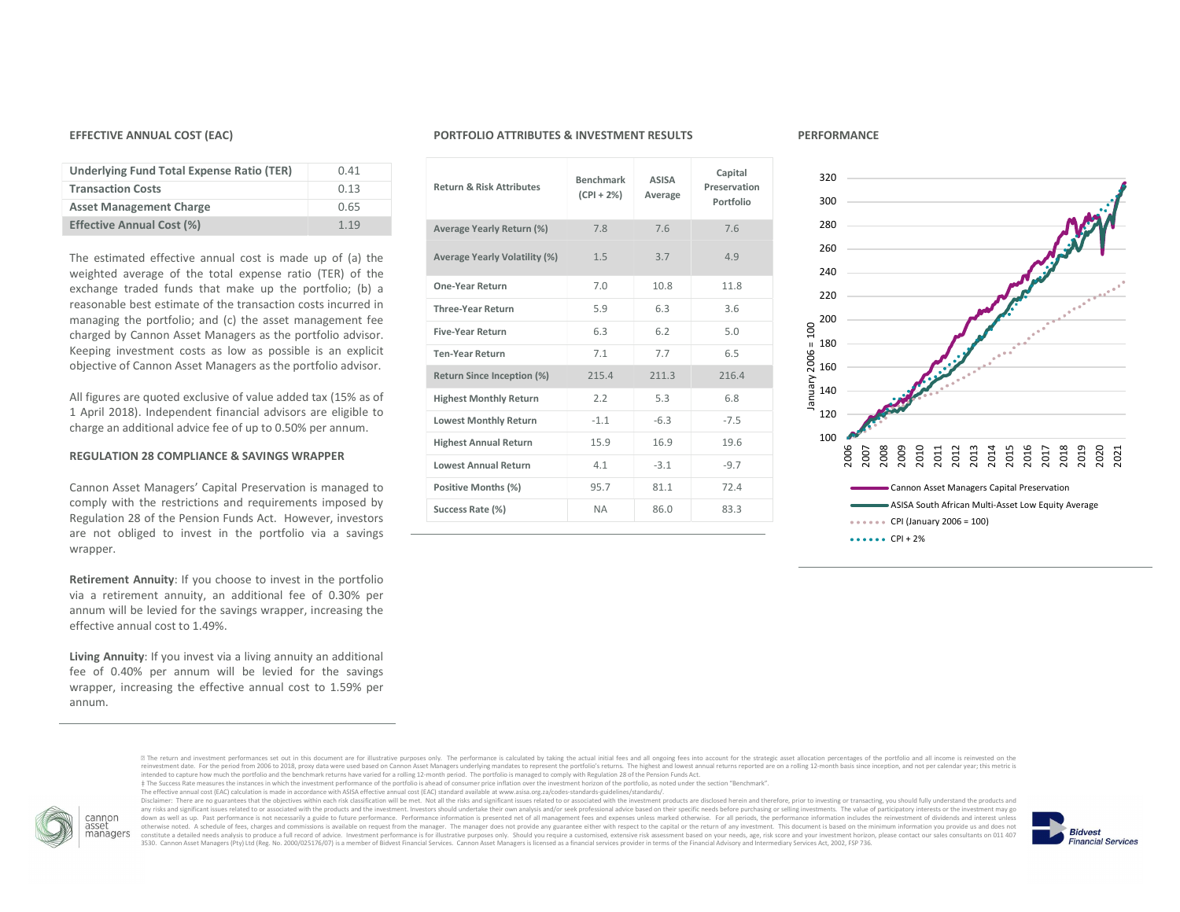## EFFECTIVE ANNUAL COST (EAC)

| | |
|---|---|
| **Underlying Fund Total Expense Ratio (TER)** | 0.41 |
| **Transaction Costs** | 0.13 |
| **Asset Management Charge** | 0.65 |
| **Effective Annual Cost (%)** | 1.19 |

The estimated effective annual cost is made up of (a) the weighted average of the total expense ratio (TER) of the exchange traded funds that make up the portfolio; (b) a reasonable best estimate of the transaction costs incurred in managing the portfolio; and (c) the asset management fee charged by Cannon Asset Managers as the portfolio advisor. Keeping investment costs as low as possible is an explicit objective of Cannon Asset Managers as the portfolio advisor.

All figures are quoted exclusive of value added tax (15% as of 1 April 2018). Independent financial advisors are eligible to charge an additional advice fee of up to 0.50% per annum.

## REGULATION 28 COMPLIANCE & SAVINGS WRAPPER

Cannon Asset Managers' Capital Preservation is managed to comply with the restrictions and requirements imposed by Regulation 28 of the Pension Funds Act. However, investors are not obliged to invest in the portfolio via a savings wrapper.

**Retirement Annuity**: If you choose to invest in the portfolio via a retirement annuity, an additional fee of 0.30% per annum will be levied for the savings wrapper, increasing the effective annual cost to 1.49%.

**Living Annuity**: If you invest via a living annuity an additional fee of 0.40% per annum will be levied for the savings wrapper, increasing the effective annual cost to 1.59% per annum.

## PORTFOLIO ATTRIBUTES & INVESTMENT RESULTS

| Return & Risk Attributes | Benchmark (CPI + 2%) | ASISA Average | Capital Preservation Portfolio |
|---|---|---|---|
| **Average Yearly Return (%)** | 7.8 | 7.6 | 7.6 |
| **Average Yearly Volatility (%)** | 1.5 | 3.7 | 4.9 |
| **One-Year Return** | 7.0 | 10.8 | 11.8 |
| **Three-Year Return** | 5.9 | 6.3 | 3.6 |
| **Five-Year Return** | 6.3 | 6.2 | 5.0 |
| **Ten-Year Return** | 7.1 | 7.7 | 6.5 |
| **Return Since Inception (%)** | 215.4 | 211.3 | 216.4 |
| **Highest Monthly Return** | 2.2 | 5.3 | 6.8 |
| **Lowest Monthly Return** | -1.1 | -6.3 | -7.5 |
| **Highest Annual Return** | 15.9 | 16.9 | 19.6 |
| **Lowest Annual Return** | 4.1 | -3.1 | -9.7 |
| **Positive Months (%)** | 95.7 | 81.1 | 72.4 |
| **Success Rate (%)** | NA | 86.0 | 83.3 |

## PERFORMANCE

January 2006 = 100

320, 300, 280, 260, 240, 220, 200, 180, 160, 140, 120, 100

2006, 2007, 2008, 2009, 2010, 2011, 2012, 2013, 2014, 2015, 2016, 2017, 2018, 2019, 2020, 2021

Cannon Asset Managers Capital Preservation
ASISA South African Multi-Asset Low Equity Average
CPI (January 2006 = 100)
CPI + 2%

The return and investment performances set out in this document are for illustrative purposes only. The performance is calculated by taking the actual initial fees and all ongoing fees into account for the strategic asset allocation percentages of the portfolio and all income is reinvested on the reinvestment date. For the period from 2006 to 2018, proxy data were used based on Cannon Asset Managers underlying mandates to represent the portfolio's returns. The highest and lowest annual returns reported are on a rolling 12-month basis since inception, and not per calendar year; this metric is intended to capture how much the portfolio and the benchmark returns have varied for a rolling 12-month period. The portfolio is managed to comply with Regulation 28 of the Pension Funds Act.

‡ The Success Rate measures the instances in which the investment performance of the portfolio is ahead of consumer price inflation over the investment horizon of the portfolio, as noted under the section "Benchmark".

The effective annual cost (EAC) calculation is made in accordance with ASISA effective annual cost (EAC) standard available at www.asisa.org.za/codes-standards-guidelines/standards/.

Disclaimer: There are no guarantees that the objectives within each risk classification will be met. Not all the risks and significant issues related to or associated with the investment products are disclosed herein and therefore, prior to investing or transacting, you should fully understand the products and any risks and significant issues related to or associated with the products and the investment. Investors should undertake their own analysis and/or seek professional advice based on their specific needs before purchasing or selling investments. The value of participatory interests or the investment may go down as well as up. Past performance is not necessarily a guide to future performance. Performance information is presented net of all management fees and expenses unless marked otherwise. For all periods, the performance information includes the reinvestment of dividends and interest unless otherwise noted. A schedule of fees, charges and commissions is available on request from the manager. The manager does not provide any guarantee either with respect to the capital or the return of any investment. This document is based on the minimum information you provide us and does not constitute a detailed needs analysis to produce a full record of advice. Investment performance is for illustrative purposes only. Should you require a customised, extensive risk assessment based on your needs, age, risk score and your investment horizon, please contact our sales consultants on 011 407 3530. Cannon Asset Managers (Pty) Ltd (Reg. No. 2000/025176/07) is a member of Bidvest Financial Services. Cannon Asset Managers is licensed as a financial services provider in terms of the Financial Advisory and Intermediary Services Act, 2002, FSP 736.

cannon asset managers

Bidvest Financial Services